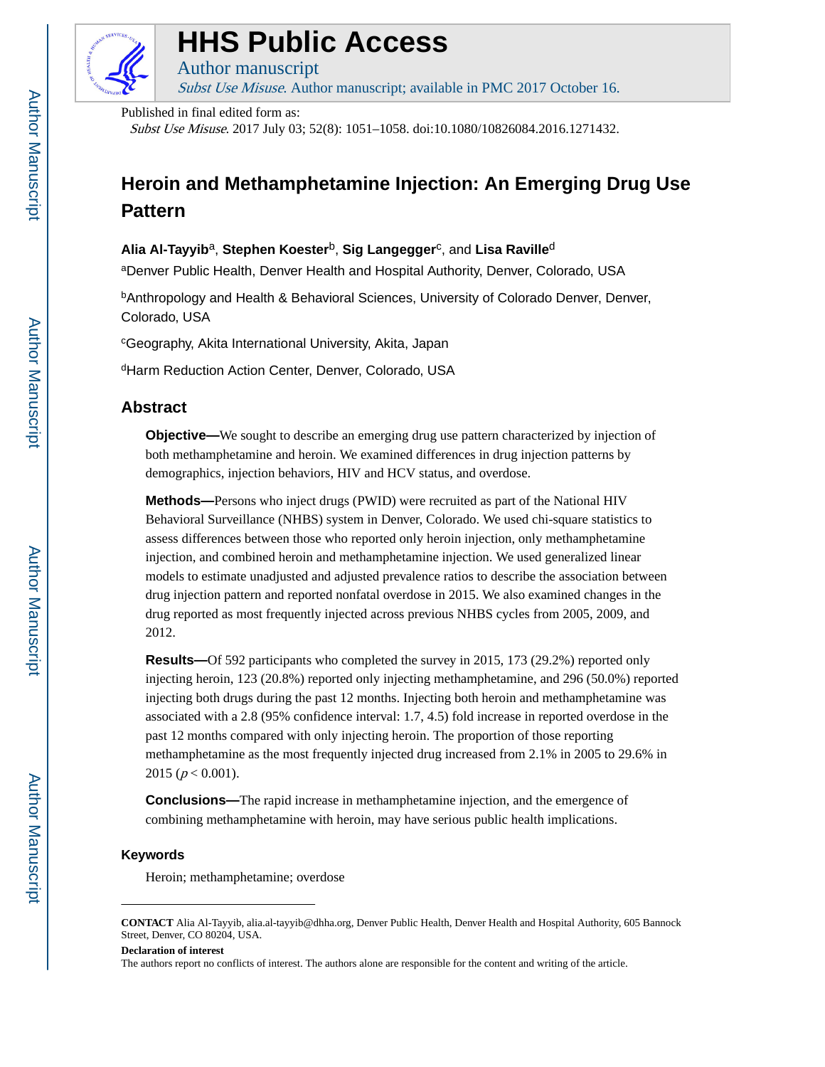# HHS Public Access

Author manuscript

*Subst Use Misuse*. Author manuscript; available in PMC 2017 October 16.

Published in final edited form as:

*Subst Use Misuse*. 2017 July 03; 52(8): 1051–1058. doi:10.1080/10826084.2016.1271432.

# Heroin and Methamphetamine Injection: An Emerging Drug Use Pattern

**Alia Al-Tayyib**[a], **Stephen Koester**[b], **Sig Langegger**[c], and **Lisa Raville**[d]

[a]Denver Public Health, Denver Health and Hospital Authority, Denver, Colorado, USA

[b]Anthropology and Health & Behavioral Sciences, University of Colorado Denver, Denver, Colorado, USA

[c]Geography, Akita International University, Akita, Japan

[d]Harm Reduction Action Center, Denver, Colorado, USA

## Abstract

**Objective—**We sought to describe an emerging drug use pattern characterized by injection of both methamphetamine and heroin. We examined differences in drug injection patterns by demographics, injection behaviors, HIV and HCV status, and overdose.

**Methods—**Persons who inject drugs (PWID) were recruited as part of the National HIV Behavioral Surveillance (NHBS) system in Denver, Colorado. We used chi-square statistics to assess differences between those who reported only heroin injection, only methamphetamine injection, and combined heroin and methamphetamine injection. We used generalized linear models to estimate unadjusted and adjusted prevalence ratios to describe the association between drug injection pattern and reported nonfatal overdose in 2015. We also examined changes in the drug reported as most frequently injected across previous NHBS cycles from 2005, 2009, and 2012.

**Results—**Of 592 participants who completed the survey in 2015, 173 (29.2%) reported only injecting heroin, 123 (20.8%) reported only injecting methamphetamine, and 296 (50.0%) reported injecting both drugs during the past 12 months. Injecting both heroin and methamphetamine was associated with a 2.8 (95% confidence interval: 1.7, 4.5) fold increase in reported overdose in the past 12 months compared with only injecting heroin. The proportion of those reporting methamphetamine as the most frequently injected drug increased from 2.1% in 2005 to 29.6% in 2015 ($p < 0.001$).

**Conclusions—**The rapid increase in methamphetamine injection, and the emergence of combining methamphetamine with heroin, may have serious public health implications.

### Keywords

Heroin; methamphetamine; overdose

---

**CONTACT** Alia Al-Tayyib, alia.al-tayyib@dhha.org, Denver Public Health, Denver Health and Hospital Authority, 605 Bannock Street, Denver, CO 80204, USA.

**Declaration of interest**

The authors report no conflicts of interest. The authors alone are responsible for the content and writing of the article.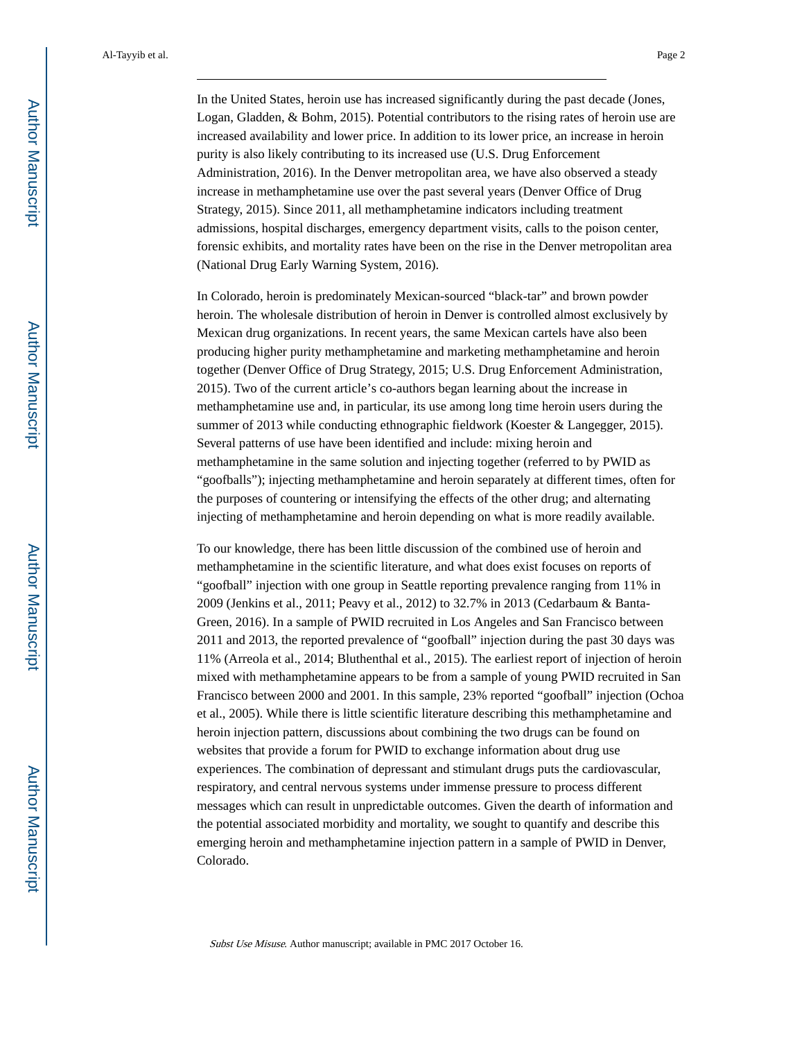In the United States, heroin use has increased significantly during the past decade (Jones, Logan, Gladden, & Bohm, 2015). Potential contributors to the rising rates of heroin use are increased availability and lower price. In addition to its lower price, an increase in heroin purity is also likely contributing to its increased use (U.S. Drug Enforcement Administration, 2016). In the Denver metropolitan area, we have also observed a steady increase in methamphetamine use over the past several years (Denver Office of Drug Strategy, 2015). Since 2011, all methamphetamine indicators including treatment admissions, hospital discharges, emergency department visits, calls to the poison center, forensic exhibits, and mortality rates have been on the rise in the Denver metropolitan area (National Drug Early Warning System, 2016).

In Colorado, heroin is predominately Mexican-sourced "black-tar" and brown powder heroin. The wholesale distribution of heroin in Denver is controlled almost exclusively by Mexican drug organizations. In recent years, the same Mexican cartels have also been producing higher purity methamphetamine and marketing methamphetamine and heroin together (Denver Office of Drug Strategy, 2015; U.S. Drug Enforcement Administration, 2015). Two of the current article's co-authors began learning about the increase in methamphetamine use and, in particular, its use among long time heroin users during the summer of 2013 while conducting ethnographic fieldwork (Koester & Langegger, 2015). Several patterns of use have been identified and include: mixing heroin and methamphetamine in the same solution and injecting together (referred to by PWID as "goofballs"); injecting methamphetamine and heroin separately at different times, often for the purposes of countering or intensifying the effects of the other drug; and alternating injecting of methamphetamine and heroin depending on what is more readily available.

To our knowledge, there has been little discussion of the combined use of heroin and methamphetamine in the scientific literature, and what does exist focuses on reports of "goofball" injection with one group in Seattle reporting prevalence ranging from 11% in 2009 (Jenkins et al., 2011; Peavy et al., 2012) to 32.7% in 2013 (Cedarbaum & Banta-Green, 2016). In a sample of PWID recruited in Los Angeles and San Francisco between 2011 and 2013, the reported prevalence of "goofball" injection during the past 30 days was 11% (Arreola et al., 2014; Bluthenthal et al., 2015). The earliest report of injection of heroin mixed with methamphetamine appears to be from a sample of young PWID recruited in San Francisco between 2000 and 2001. In this sample, 23% reported "goofball" injection (Ochoa et al., 2005). While there is little scientific literature describing this methamphetamine and heroin injection pattern, discussions about combining the two drugs can be found on websites that provide a forum for PWID to exchange information about drug use experiences. The combination of depressant and stimulant drugs puts the cardiovascular, respiratory, and central nervous systems under immense pressure to process different messages which can result in unpredictable outcomes. Given the dearth of information and the potential associated morbidity and mortality, we sought to quantify and describe this emerging heroin and methamphetamine injection pattern in a sample of PWID in Denver, Colorado.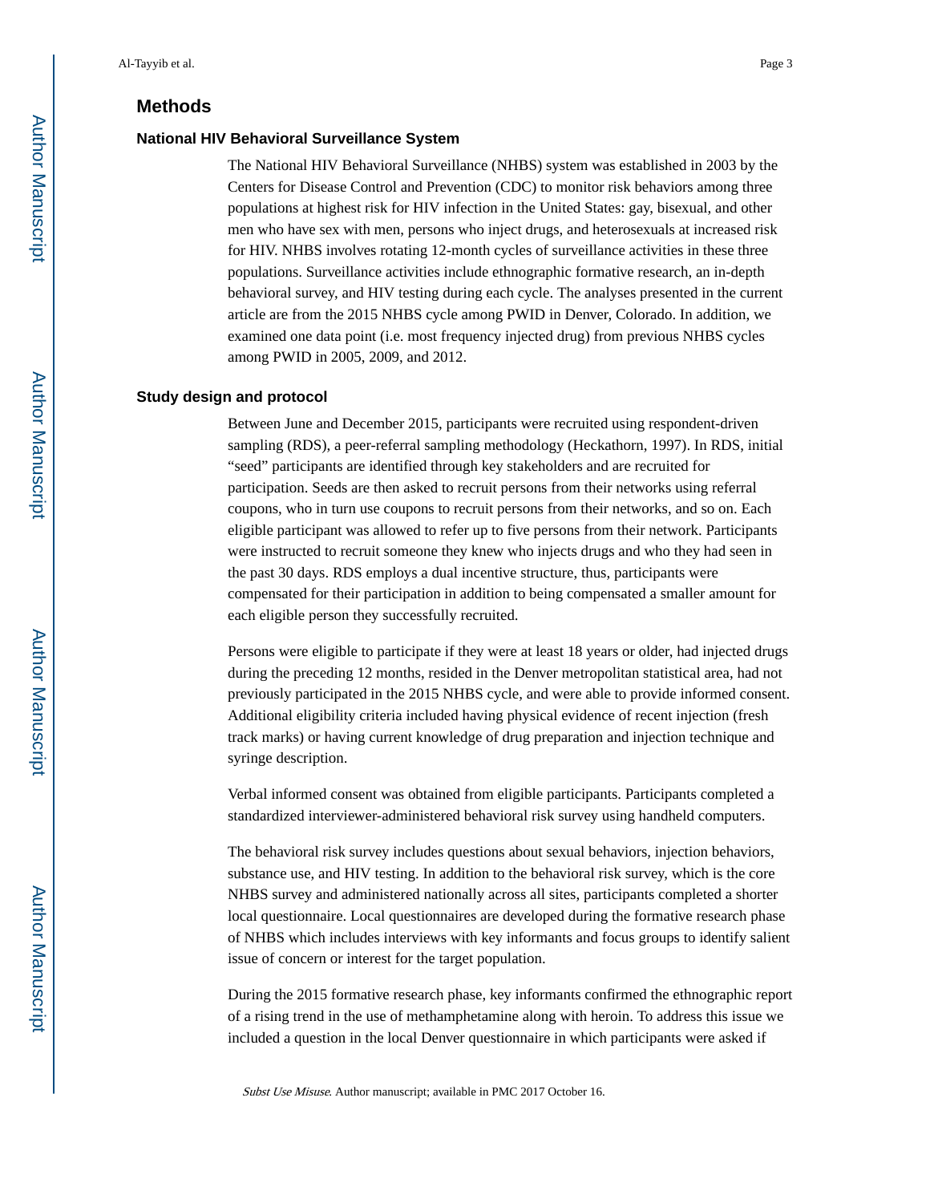## Methods

### National HIV Behavioral Surveillance System

The National HIV Behavioral Surveillance (NHBS) system was established in 2003 by the Centers for Disease Control and Prevention (CDC) to monitor risk behaviors among three populations at highest risk for HIV infection in the United States: gay, bisexual, and other men who have sex with men, persons who inject drugs, and heterosexuals at increased risk for HIV. NHBS involves rotating 12-month cycles of surveillance activities in these three populations. Surveillance activities include ethnographic formative research, an in-depth behavioral survey, and HIV testing during each cycle. The analyses presented in the current article are from the 2015 NHBS cycle among PWID in Denver, Colorado. In addition, we examined one data point (i.e. most frequency injected drug) from previous NHBS cycles among PWID in 2005, 2009, and 2012.

### Study design and protocol

Between June and December 2015, participants were recruited using respondent-driven sampling (RDS), a peer-referral sampling methodology (Heckathorn, 1997). In RDS, initial "seed" participants are identified through key stakeholders and are recruited for participation. Seeds are then asked to recruit persons from their networks using referral coupons, who in turn use coupons to recruit persons from their networks, and so on. Each eligible participant was allowed to refer up to five persons from their network. Participants were instructed to recruit someone they knew who injects drugs and who they had seen in the past 30 days. RDS employs a dual incentive structure, thus, participants were compensated for their participation in addition to being compensated a smaller amount for each eligible person they successfully recruited.

Persons were eligible to participate if they were at least 18 years or older, had injected drugs during the preceding 12 months, resided in the Denver metropolitan statistical area, had not previously participated in the 2015 NHBS cycle, and were able to provide informed consent. Additional eligibility criteria included having physical evidence of recent injection (fresh track marks) or having current knowledge of drug preparation and injection technique and syringe description.

Verbal informed consent was obtained from eligible participants. Participants completed a standardized interviewer-administered behavioral risk survey using handheld computers.

The behavioral risk survey includes questions about sexual behaviors, injection behaviors, substance use, and HIV testing. In addition to the behavioral risk survey, which is the core NHBS survey and administered nationally across all sites, participants completed a shorter local questionnaire. Local questionnaires are developed during the formative research phase of NHBS which includes interviews with key informants and focus groups to identify salient issue of concern or interest for the target population.

During the 2015 formative research phase, key informants confirmed the ethnographic report of a rising trend in the use of methamphetamine along with heroin. To address this issue we included a question in the local Denver questionnaire in which participants were asked if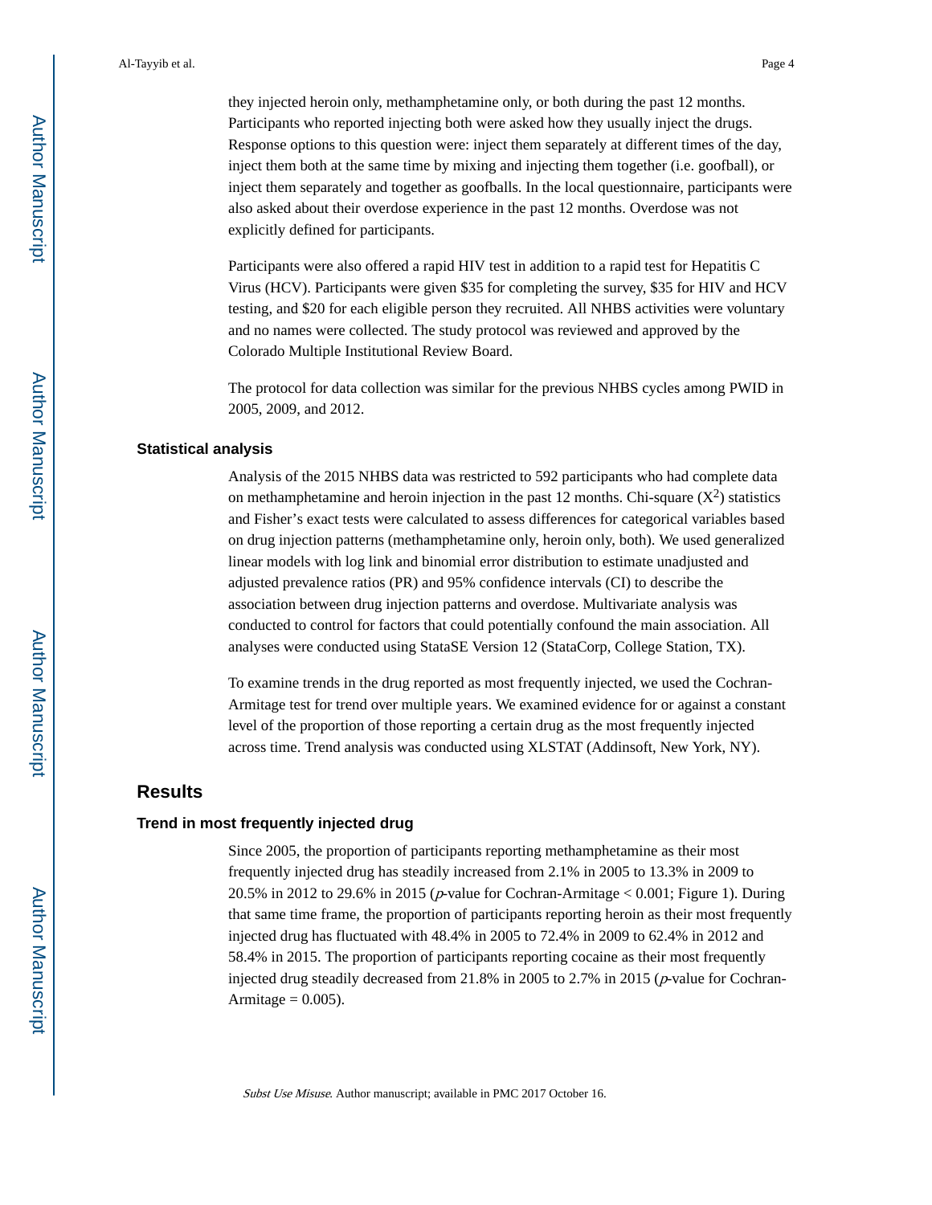they injected heroin only, methamphetamine only, or both during the past 12 months. Participants who reported injecting both were asked how they usually inject the drugs. Response options to this question were: inject them separately at different times of the day, inject them both at the same time by mixing and injecting them together (i.e. goofball), or inject them separately and together as goofballs. In the local questionnaire, participants were also asked about their overdose experience in the past 12 months. Overdose was not explicitly defined for participants.

Participants were also offered a rapid HIV test in addition to a rapid test for Hepatitis C Virus (HCV). Participants were given $35 for completing the survey, $35 for HIV and HCV testing, and $20 for each eligible person they recruited. All NHBS activities were voluntary and no names were collected. The study protocol was reviewed and approved by the Colorado Multiple Institutional Review Board.

The protocol for data collection was similar for the previous NHBS cycles among PWID in 2005, 2009, and 2012.

### Statistical analysis

Analysis of the 2015 NHBS data was restricted to 592 participants who had complete data on methamphetamine and heroin injection in the past 12 months. Chi-square ($X^2$) statistics and Fisher's exact tests were calculated to assess differences for categorical variables based on drug injection patterns (methamphetamine only, heroin only, both). We used generalized linear models with log link and binomial error distribution to estimate unadjusted and adjusted prevalence ratios (PR) and 95% confidence intervals (CI) to describe the association between drug injection patterns and overdose. Multivariate analysis was conducted to control for factors that could potentially confound the main association. All analyses were conducted using StataSE Version 12 (StataCorp, College Station, TX).

To examine trends in the drug reported as most frequently injected, we used the Cochran-Armitage test for trend over multiple years. We examined evidence for or against a constant level of the proportion of those reporting a certain drug as the most frequently injected across time. Trend analysis was conducted using XLSTAT (Addinsoft, New York, NY).

## Results

### Trend in most frequently injected drug

Since 2005, the proportion of participants reporting methamphetamine as their most frequently injected drug has steadily increased from 2.1% in 2005 to 13.3% in 2009 to 20.5% in 2012 to 29.6% in 2015 (*p*-value for Cochran-Armitage < 0.001; Figure 1). During that same time frame, the proportion of participants reporting heroin as their most frequently injected drug has fluctuated with 48.4% in 2005 to 72.4% in 2009 to 62.4% in 2012 and 58.4% in 2015. The proportion of participants reporting cocaine as their most frequently injected drug steadily decreased from 21.8% in 2005 to 2.7% in 2015 (*p*-value for Cochran-Armitage = 0.005).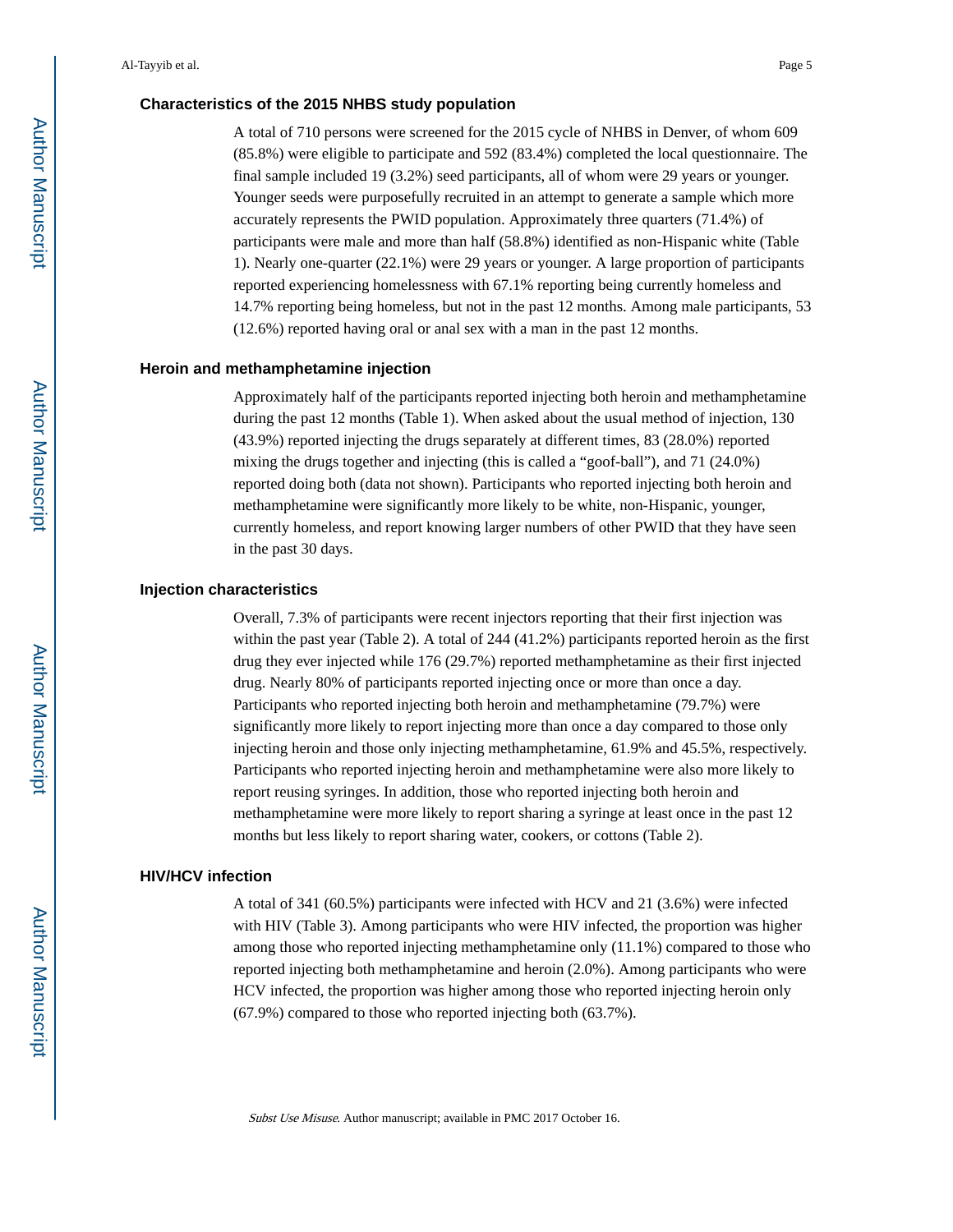### Characteristics of the 2015 NHBS study population

A total of 710 persons were screened for the 2015 cycle of NHBS in Denver, of whom 609 (85.8%) were eligible to participate and 592 (83.4%) completed the local questionnaire. The final sample included 19 (3.2%) seed participants, all of whom were 29 years or younger. Younger seeds were purposefully recruited in an attempt to generate a sample which more accurately represents the PWID population. Approximately three quarters (71.4%) of participants were male and more than half (58.8%) identified as non-Hispanic white (Table 1). Nearly one-quarter (22.1%) were 29 years or younger. A large proportion of participants reported experiencing homelessness with 67.1% reporting being currently homeless and 14.7% reporting being homeless, but not in the past 12 months. Among male participants, 53 (12.6%) reported having oral or anal sex with a man in the past 12 months.

### Heroin and methamphetamine injection

Approximately half of the participants reported injecting both heroin and methamphetamine during the past 12 months (Table 1). When asked about the usual method of injection, 130 (43.9%) reported injecting the drugs separately at different times, 83 (28.0%) reported mixing the drugs together and injecting (this is called a "goof-ball"), and 71 (24.0%) reported doing both (data not shown). Participants who reported injecting both heroin and methamphetamine were significantly more likely to be white, non-Hispanic, younger, currently homeless, and report knowing larger numbers of other PWID that they have seen in the past 30 days.

### Injection characteristics

Overall, 7.3% of participants were recent injectors reporting that their first injection was within the past year (Table 2). A total of 244 (41.2%) participants reported heroin as the first drug they ever injected while 176 (29.7%) reported methamphetamine as their first injected drug. Nearly 80% of participants reported injecting once or more than once a day. Participants who reported injecting both heroin and methamphetamine (79.7%) were significantly more likely to report injecting more than once a day compared to those only injecting heroin and those only injecting methamphetamine, 61.9% and 45.5%, respectively. Participants who reported injecting heroin and methamphetamine were also more likely to report reusing syringes. In addition, those who reported injecting both heroin and methamphetamine were more likely to report sharing a syringe at least once in the past 12 months but less likely to report sharing water, cookers, or cottons (Table 2).

### HIV/HCV infection

A total of 341 (60.5%) participants were infected with HCV and 21 (3.6%) were infected with HIV (Table 3). Among participants who were HIV infected, the proportion was higher among those who reported injecting methamphetamine only (11.1%) compared to those who reported injecting both methamphetamine and heroin (2.0%). Among participants who were HCV infected, the proportion was higher among those who reported injecting heroin only (67.9%) compared to those who reported injecting both (63.7%).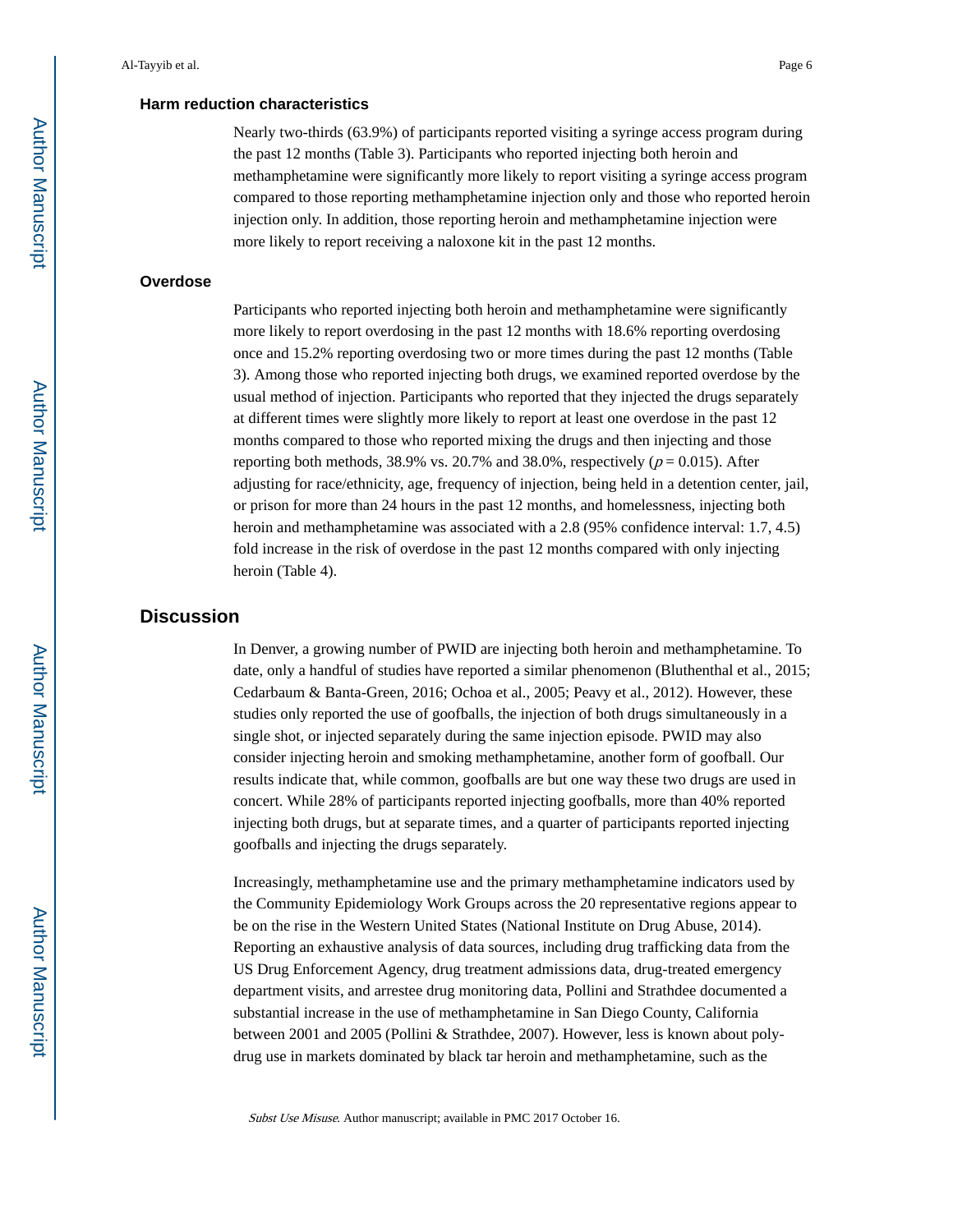### Harm reduction characteristics

Nearly two-thirds (63.9%) of participants reported visiting a syringe access program during the past 12 months (Table 3). Participants who reported injecting both heroin and methamphetamine were significantly more likely to report visiting a syringe access program compared to those reporting methamphetamine injection only and those who reported heroin injection only. In addition, those reporting heroin and methamphetamine injection were more likely to report receiving a naloxone kit in the past 12 months.

### Overdose

Participants who reported injecting both heroin and methamphetamine were significantly more likely to report overdosing in the past 12 months with 18.6% reporting overdosing once and 15.2% reporting overdosing two or more times during the past 12 months (Table 3). Among those who reported injecting both drugs, we examined reported overdose by the usual method of injection. Participants who reported that they injected the drugs separately at different times were slightly more likely to report at least one overdose in the past 12 months compared to those who reported mixing the drugs and then injecting and those reporting both methods, 38.9% vs. 20.7% and 38.0%, respectively ($p = 0.015$). After adjusting for race/ethnicity, age, frequency of injection, being held in a detention center, jail, or prison for more than 24 hours in the past 12 months, and homelessness, injecting both heroin and methamphetamine was associated with a 2.8 (95% confidence interval: 1.7, 4.5) fold increase in the risk of overdose in the past 12 months compared with only injecting heroin (Table 4).

## Discussion

In Denver, a growing number of PWID are injecting both heroin and methamphetamine. To date, only a handful of studies have reported a similar phenomenon (Bluthenthal et al., 2015; Cedarbaum & Banta-Green, 2016; Ochoa et al., 2005; Peavy et al., 2012). However, these studies only reported the use of goofballs, the injection of both drugs simultaneously in a single shot, or injected separately during the same injection episode. PWID may also consider injecting heroin and smoking methamphetamine, another form of goofball. Our results indicate that, while common, goofballs are but one way these two drugs are used in concert. While 28% of participants reported injecting goofballs, more than 40% reported injecting both drugs, but at separate times, and a quarter of participants reported injecting goofballs and injecting the drugs separately.

Increasingly, methamphetamine use and the primary methamphetamine indicators used by the Community Epidemiology Work Groups across the 20 representative regions appear to be on the rise in the Western United States (National Institute on Drug Abuse, 2014). Reporting an exhaustive analysis of data sources, including drug trafficking data from the US Drug Enforcement Agency, drug treatment admissions data, drug-treated emergency department visits, and arrestee drug monitoring data, Pollini and Strathdee documented a substantial increase in the use of methamphetamine in San Diego County, California between 2001 and 2005 (Pollini & Strathdee, 2007). However, less is known about poly-drug use in markets dominated by black tar heroin and methamphetamine, such as the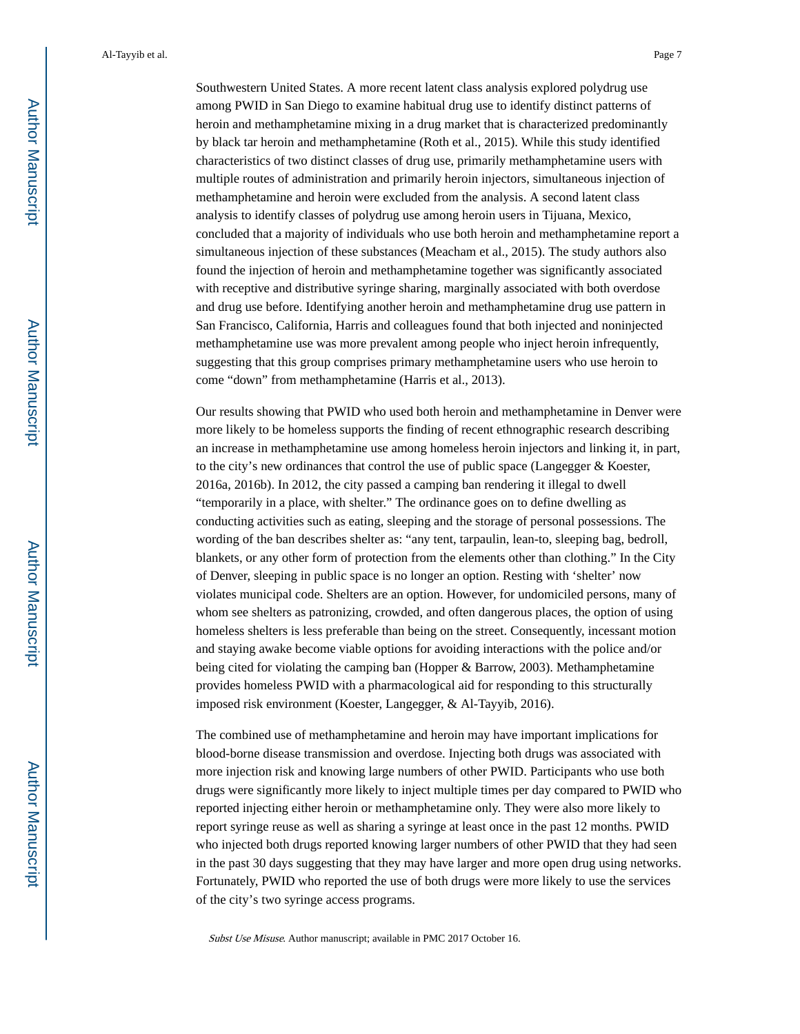Southwestern United States. A more recent latent class analysis explored polydrug use among PWID in San Diego to examine habitual drug use to identify distinct patterns of heroin and methamphetamine mixing in a drug market that is characterized predominantly by black tar heroin and methamphetamine (Roth et al., 2015). While this study identified characteristics of two distinct classes of drug use, primarily methamphetamine users with multiple routes of administration and primarily heroin injectors, simultaneous injection of methamphetamine and heroin were excluded from the analysis. A second latent class analysis to identify classes of polydrug use among heroin users in Tijuana, Mexico, concluded that a majority of individuals who use both heroin and methamphetamine report a simultaneous injection of these substances (Meacham et al., 2015). The study authors also found the injection of heroin and methamphetamine together was significantly associated with receptive and distributive syringe sharing, marginally associated with both overdose and drug use before. Identifying another heroin and methamphetamine drug use pattern in San Francisco, California, Harris and colleagues found that both injected and noninjected methamphetamine use was more prevalent among people who inject heroin infrequently, suggesting that this group comprises primary methamphetamine users who use heroin to come "down" from methamphetamine (Harris et al., 2013).

Our results showing that PWID who used both heroin and methamphetamine in Denver were more likely to be homeless supports the finding of recent ethnographic research describing an increase in methamphetamine use among homeless heroin injectors and linking it, in part, to the city's new ordinances that control the use of public space (Langegger & Koester, 2016a, 2016b). In 2012, the city passed a camping ban rendering it illegal to dwell "temporarily in a place, with shelter." The ordinance goes on to define dwelling as conducting activities such as eating, sleeping and the storage of personal possessions. The wording of the ban describes shelter as: "any tent, tarpaulin, lean-to, sleeping bag, bedroll, blankets, or any other form of protection from the elements other than clothing." In the City of Denver, sleeping in public space is no longer an option. Resting with 'shelter' now violates municipal code. Shelters are an option. However, for undomiciled persons, many of whom see shelters as patronizing, crowded, and often dangerous places, the option of using homeless shelters is less preferable than being on the street. Consequently, incessant motion and staying awake become viable options for avoiding interactions with the police and/or being cited for violating the camping ban (Hopper & Barrow, 2003). Methamphetamine provides homeless PWID with a pharmacological aid for responding to this structurally imposed risk environment (Koester, Langegger, & Al-Tayyib, 2016).

The combined use of methamphetamine and heroin may have important implications for blood-borne disease transmission and overdose. Injecting both drugs was associated with more injection risk and knowing large numbers of other PWID. Participants who use both drugs were significantly more likely to inject multiple times per day compared to PWID who reported injecting either heroin or methamphetamine only. They were also more likely to report syringe reuse as well as sharing a syringe at least once in the past 12 months. PWID who injected both drugs reported knowing larger numbers of other PWID that they had seen in the past 30 days suggesting that they may have larger and more open drug using networks. Fortunately, PWID who reported the use of both drugs were more likely to use the services of the city's two syringe access programs.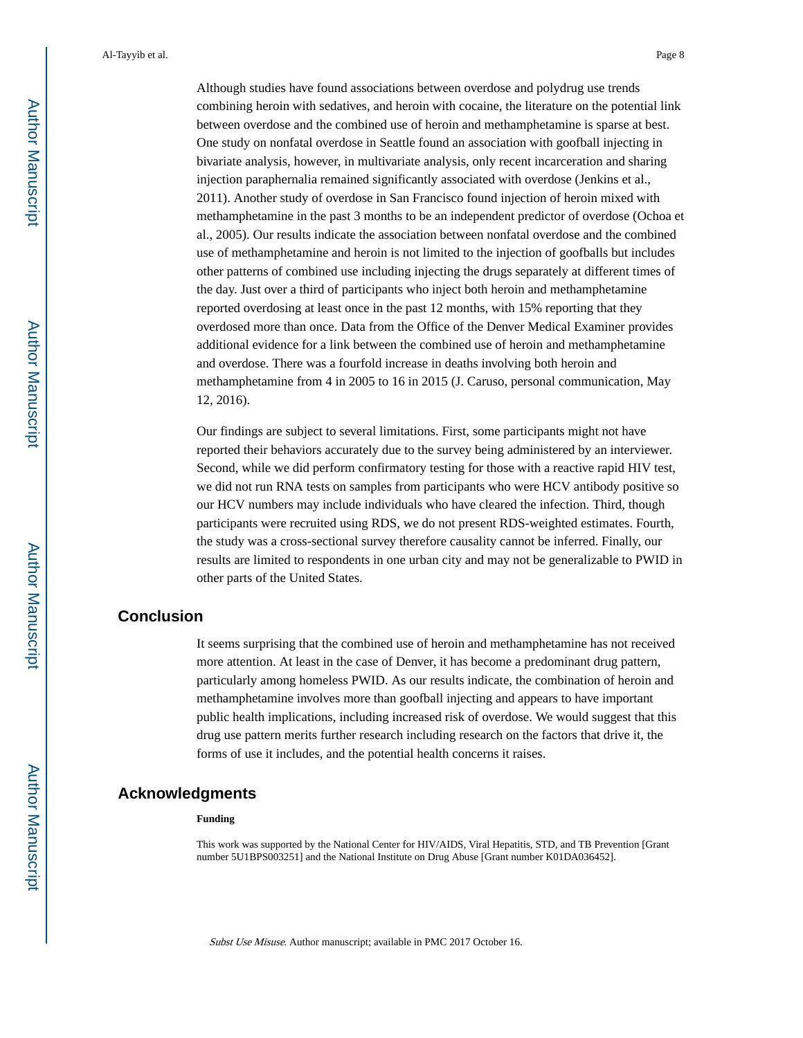Although studies have found associations between overdose and polydrug use trends combining heroin with sedatives, and heroin with cocaine, the literature on the potential link between overdose and the combined use of heroin and methamphetamine is sparse at best. One study on nonfatal overdose in Seattle found an association with goofball injecting in bivariate analysis, however, in multivariate analysis, only recent incarceration and sharing injection paraphernalia remained significantly associated with overdose (Jenkins et al., 2011). Another study of overdose in San Francisco found injection of heroin mixed with methamphetamine in the past 3 months to be an independent predictor of overdose (Ochoa et al., 2005). Our results indicate the association between nonfatal overdose and the combined use of methamphetamine and heroin is not limited to the injection of goofballs but includes other patterns of combined use including injecting the drugs separately at different times of the day. Just over a third of participants who inject both heroin and methamphetamine reported overdosing at least once in the past 12 months, with 15% reporting that they overdosed more than once. Data from the Office of the Denver Medical Examiner provides additional evidence for a link between the combined use of heroin and methamphetamine and overdose. There was a fourfold increase in deaths involving both heroin and methamphetamine from 4 in 2005 to 16 in 2015 (J. Caruso, personal communication, May 12, 2016).

Our findings are subject to several limitations. First, some participants might not have reported their behaviors accurately due to the survey being administered by an interviewer. Second, while we did perform confirmatory testing for those with a reactive rapid HIV test, we did not run RNA tests on samples from participants who were HCV antibody positive so our HCV numbers may include individuals who have cleared the infection. Third, though participants were recruited using RDS, we do not present RDS-weighted estimates. Fourth, the study was a cross-sectional survey therefore causality cannot be inferred. Finally, our results are limited to respondents in one urban city and may not be generalizable to PWID in other parts of the United States.

## Conclusion

It seems surprising that the combined use of heroin and methamphetamine has not received more attention. At least in the case of Denver, it has become a predominant drug pattern, particularly among homeless PWID. As our results indicate, the combination of heroin and methamphetamine involves more than goofball injecting and appears to have important public health implications, including increased risk of overdose. We would suggest that this drug use pattern merits further research including research on the factors that drive it, the forms of use it includes, and the potential health concerns it raises.

## Acknowledgments

**Funding**

This work was supported by the National Center for HIV/AIDS, Viral Hepatitis, STD, and TB Prevention [Grant number 5U1BPS003251] and the National Institute on Drug Abuse [Grant number K01DA036452].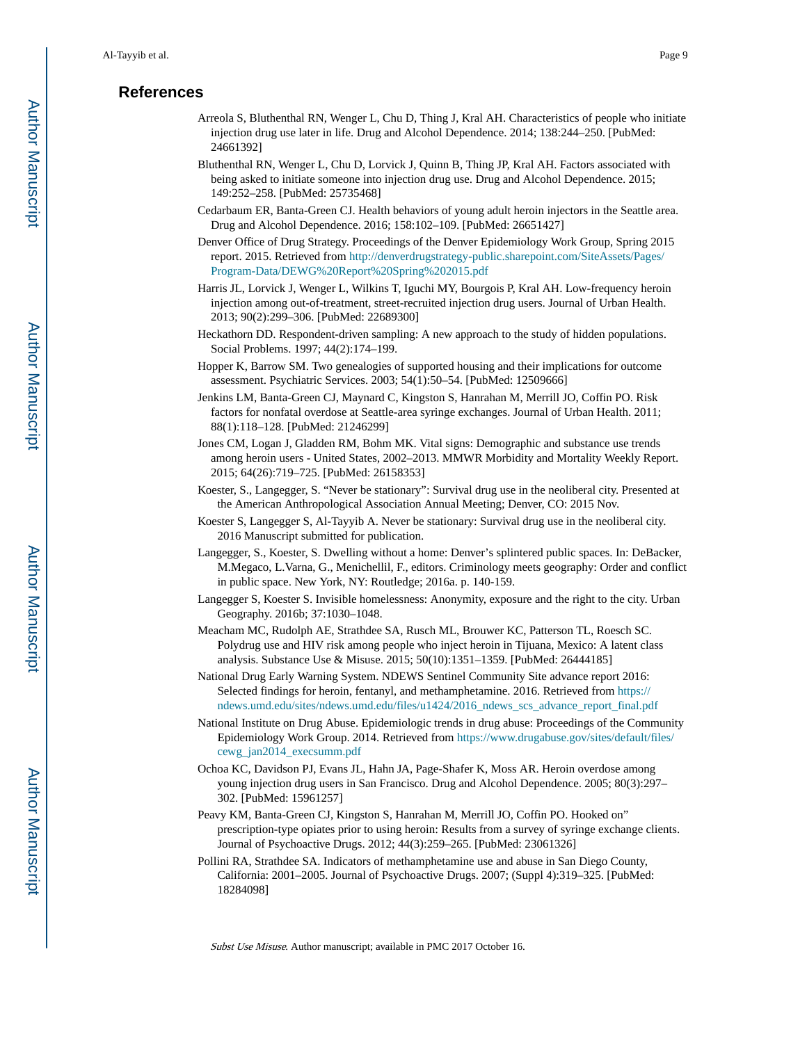## References

Arreola S, Bluthenthal RN, Wenger L, Chu D, Thing J, Kral AH. Characteristics of people who initiate injection drug use later in life. Drug and Alcohol Dependence. 2014; 138:244–250. [PubMed: 24661392]

Bluthenthal RN, Wenger L, Chu D, Lorvick J, Quinn B, Thing JP, Kral AH. Factors associated with being asked to initiate someone into injection drug use. Drug and Alcohol Dependence. 2015; 149:252–258. [PubMed: 25735468]

Cedarbaum ER, Banta-Green CJ. Health behaviors of young adult heroin injectors in the Seattle area. Drug and Alcohol Dependence. 2016; 158:102–109. [PubMed: 26651427]

Denver Office of Drug Strategy. Proceedings of the Denver Epidemiology Work Group, Spring 2015 report. 2015. Retrieved from http://denverdrugstrategy-public.sharepoint.com/SiteAssets/Pages/Program-Data/DEWG%20Report%20Spring%202015.pdf

Harris JL, Lorvick J, Wenger L, Wilkins T, Iguchi MY, Bourgois P, Kral AH. Low-frequency heroin injection among out-of-treatment, street-recruited injection drug users. Journal of Urban Health. 2013; 90(2):299–306. [PubMed: 22689300]

Heckathorn DD. Respondent-driven sampling: A new approach to the study of hidden populations. Social Problems. 1997; 44(2):174–199.

Hopper K, Barrow SM. Two genealogies of supported housing and their implications for outcome assessment. Psychiatric Services. 2003; 54(1):50–54. [PubMed: 12509666]

Jenkins LM, Banta-Green CJ, Maynard C, Kingston S, Hanrahan M, Merrill JO, Coffin PO. Risk factors for nonfatal overdose at Seattle-area syringe exchanges. Journal of Urban Health. 2011; 88(1):118–128. [PubMed: 21246299]

Jones CM, Logan J, Gladden RM, Bohm MK. Vital signs: Demographic and substance use trends among heroin users - United States, 2002–2013. MMWR Morbidity and Mortality Weekly Report. 2015; 64(26):719–725. [PubMed: 26158353]

Koester, S., Langegger, S. "Never be stationary": Survival drug use in the neoliberal city. Presented at the American Anthropological Association Annual Meeting; Denver, CO: 2015 Nov.

Koester S, Langegger S, Al-Tayyib A. Never be stationary: Survival drug use in the neoliberal city. 2016 Manuscript submitted for publication.

Langegger, S., Koester, S. Dwelling without a home: Denver's splintered public spaces. In: DeBacker, M.Megaco, L.Varna, G., Menichellil, F., editors. Criminology meets geography: Order and conflict in public space. New York, NY: Routledge; 2016a. p. 140-159.

Langegger S, Koester S. Invisible homelessness: Anonymity, exposure and the right to the city. Urban Geography. 2016b; 37:1030–1048.

Meacham MC, Rudolph AE, Strathdee SA, Rusch ML, Brouwer KC, Patterson TL, Roesch SC. Polydrug use and HIV risk among people who inject heroin in Tijuana, Mexico: A latent class analysis. Substance Use & Misuse. 2015; 50(10):1351–1359. [PubMed: 26444185]

National Drug Early Warning System. NDEWS Sentinel Community Site advance report 2016: Selected findings for heroin, fentanyl, and methamphetamine. 2016. Retrieved from https://ndews.umd.edu/sites/ndews.umd.edu/files/u1424/2016_ndews_scs_advance_report_final.pdf

National Institute on Drug Abuse. Epidemiologic trends in drug abuse: Proceedings of the Community Epidemiology Work Group. 2014. Retrieved from https://www.drugabuse.gov/sites/default/files/cewg_jan2014_execsumm.pdf

Ochoa KC, Davidson PJ, Evans JL, Hahn JA, Page-Shafer K, Moss AR. Heroin overdose among young injection drug users in San Francisco. Drug and Alcohol Dependence. 2005; 80(3):297–302. [PubMed: 15961257]

Peavy KM, Banta-Green CJ, Kingston S, Hanrahan M, Merrill JO, Coffin PO. Hooked on" prescription-type opiates prior to using heroin: Results from a survey of syringe exchange clients. Journal of Psychoactive Drugs. 2012; 44(3):259–265. [PubMed: 23061326]

Pollini RA, Strathdee SA. Indicators of methamphetamine use and abuse in San Diego County, California: 2001–2005. Journal of Psychoactive Drugs. 2007; (Suppl 4):319–325. [PubMed: 18284098]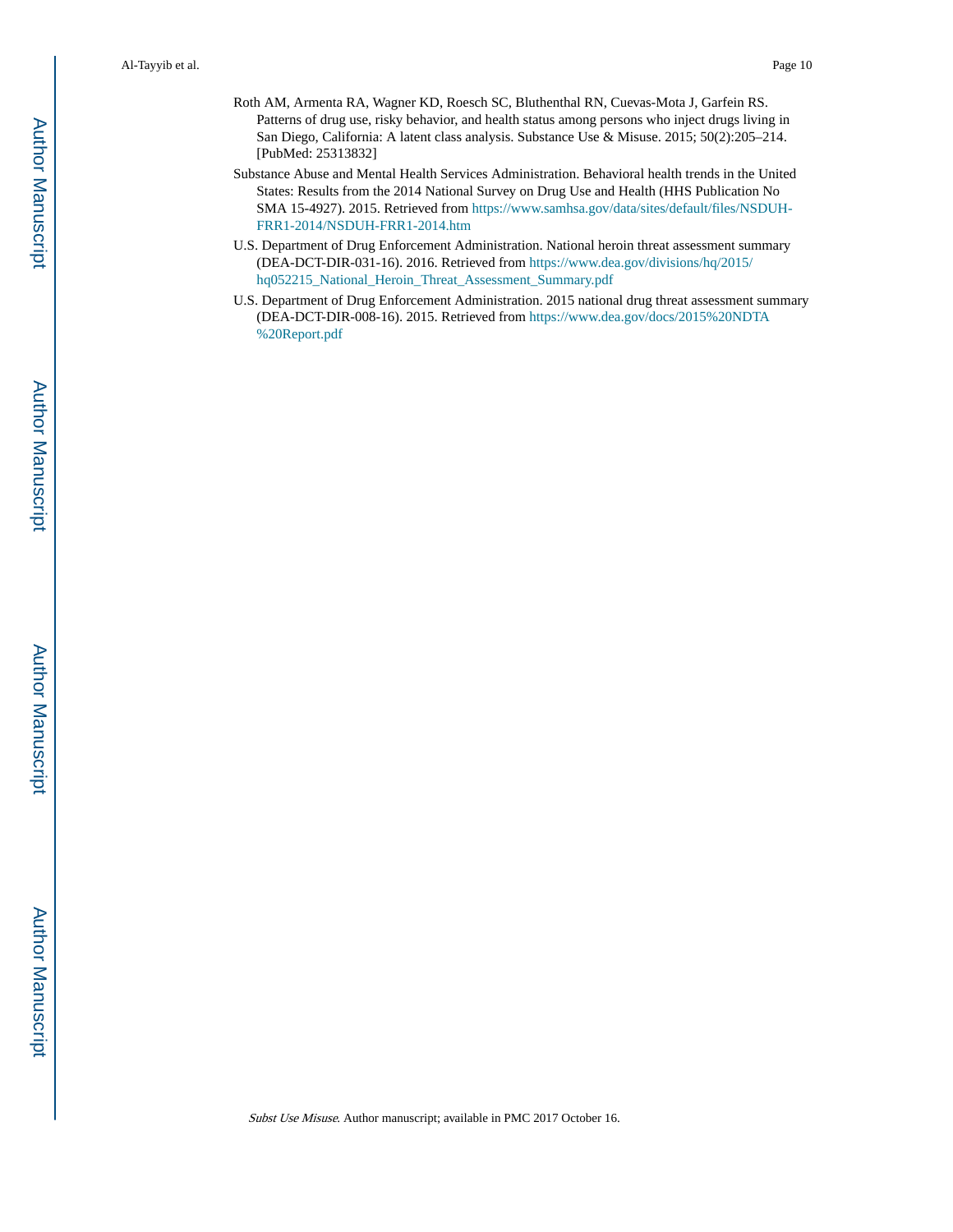Roth AM, Armenta RA, Wagner KD, Roesch SC, Bluthenthal RN, Cuevas-Mota J, Garfein RS. Patterns of drug use, risky behavior, and health status among persons who inject drugs living in San Diego, California: A latent class analysis. Substance Use & Misuse. 2015; 50(2):205–214. [PubMed: 25313832]

Substance Abuse and Mental Health Services Administration. Behavioral health trends in the United States: Results from the 2014 National Survey on Drug Use and Health (HHS Publication No SMA 15-4927). 2015. Retrieved from https://www.samhsa.gov/data/sites/default/files/NSDUH-FRR1-2014/NSDUH-FRR1-2014.htm

U.S. Department of Drug Enforcement Administration. National heroin threat assessment summary (DEA-DCT-DIR-031-16). 2016. Retrieved from https://www.dea.gov/divisions/hq/2015/hq052215_National_Heroin_Threat_Assessment_Summary.pdf

U.S. Department of Drug Enforcement Administration. 2015 national drug threat assessment summary (DEA-DCT-DIR-008-16). 2015. Retrieved from https://www.dea.gov/docs/2015%20NDTA%20Report.pdf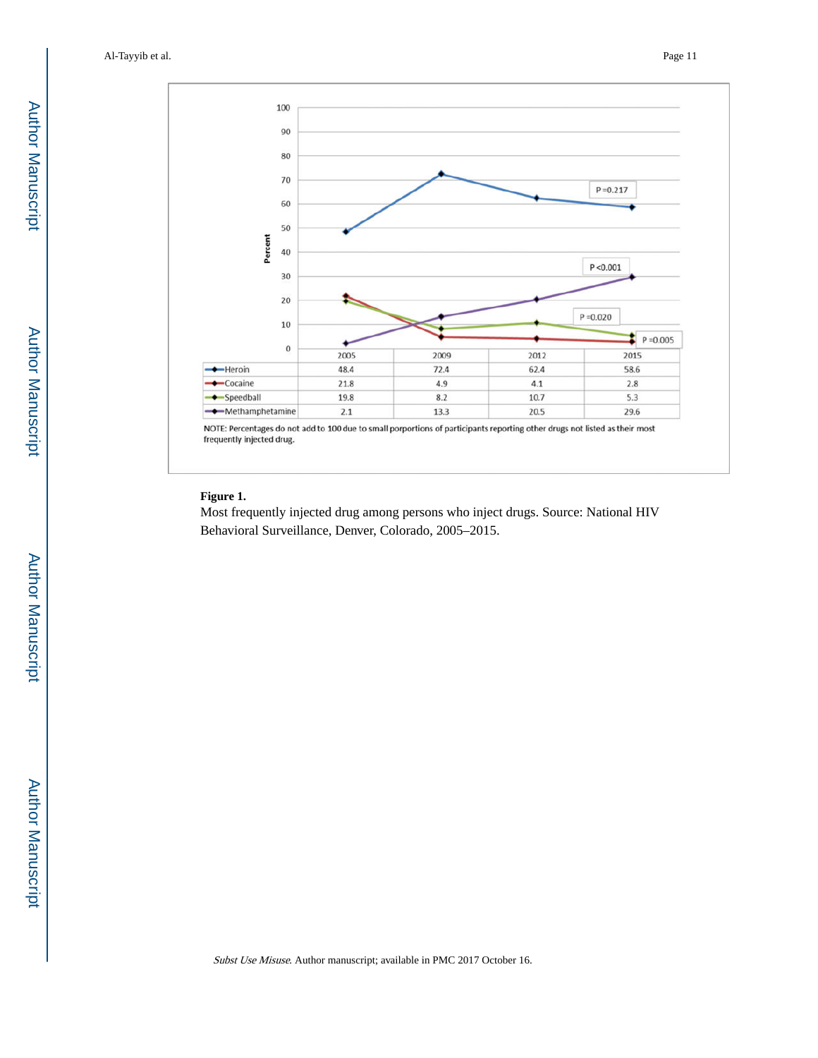| | 2005 | 2009 | 2012 | 2015 |
|---|---|---|---|---|
| Heroin | 48.4 | 72.4 | 62.4 | 58.6 |
| Cocaine | 21.8 | 4.9 | 4.1 | 2.8 |
| Speedball | 19.8 | 8.2 | 10.7 | 5.3 |
| Methamphetamine | 2.1 | 13.3 | 20.5 | 29.6 |

P =0.217; P <0.001; P =0.020; P =0.005

NOTE: Percentages do not add to 100 due to small porportions of participants reporting other drugs not listed as their most frequently injected drug.

**Figure 1.**

Most frequently injected drug among persons who inject drugs. Source: National HIV Behavioral Surveillance, Denver, Colorado, 2005–2015.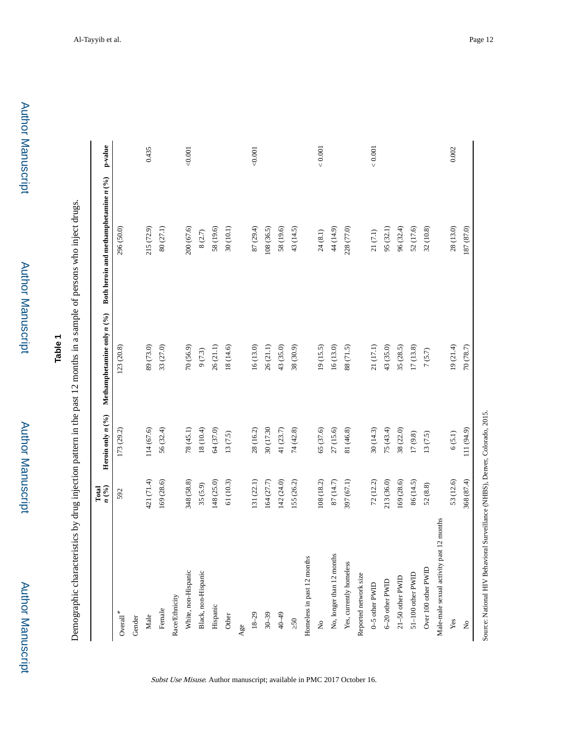**Table 1**

Demographic characteristics by drug injection pattern in the past 12 months in a sample of persons who inject drugs.

| | Total n (%) | Heroin only n (%) | Methamphetamine only n (%) | Both heroin and methamphetamine n (%) | p-value |
|---|---|---|---|---|---|
| Overall* | 592 | 173 (29.2) | 123 (20.8) | 296 (50.0) | |
| Gender | | | | | |
| Male | 421 (71.4) | 114 (67.6) | 89 (73.0) | 215 (72.9) | 0.435 |
| Female | 169 (28.6) | 56 (32.4) | 33 (27.0) | 80 (27.1) | |
| Race/Ethnicity | | | | | |
| White, non-Hispanic | 348 (58.8) | 78 (45.1) | 70 (56.9) | 200 (67.6) | <0.001 |
| Black, non-Hispanic | 35 (5.9) | 18 (10.4) | 9 (7.3) | 8 (2.7) | |
| Hispanic | 148 (25.0) | 64 (37.0) | 26 (21.1) | 58 (19.6) | |
| Other | 61 (10.3) | 13 (7.5) | 18 (14.6) | 30 (10.1) | |
| Age | | | | | |
| 18–29 | 131 (22.1) | 28 (16.2) | 16 (13.0) | 87 (29.4) | <0.001 |
| 30–39 | 164 (27.7) | 30 (17.30 | 26 (21.1) | 108 (36.5) | |
| 40–49 | 142 (24.0) | 41 (23.7) | 43 (35.0) | 58 (19.6) | |
| ≥50 | 155 (26.2) | 74 (42.8) | 38 (30.9) | 43 (14.5) | |
| Homeless in past 12 months | | | | | |
| No | 108 (18.2) | 65 (37.6) | 19 (15.5) | 24 (8.1) | < 0.001 |
| No, longer than 12 months | 87 (14.7) | 27 (15.6) | 16 (13.0) | 44 (14.9) | |
| Yes, currently homeless | 397 (67.1) | 81 (46.8) | 88 (71.5) | 228 (77.0) | |
| Reported network size | | | | | |
| 0–5 other PWID | 72 (12.2) | 30 (14.3) | 21 (17.1) | 21 (7.1) | < 0.001 |
| 6–20 other PWID | 213 (36.0) | 75 (43.4) | 43 (35.0) | 95 (32.1) | |
| 21–50 other PWID | 169 (28.6) | 38 (22.0) | 35 (28.5) | 96 (32.4) | |
| 51–100 other PWID | 86 (14.5) | 17 (9.8) | 17 (13.8) | 52 (17.6) | |
| Over 100 other PWID | 52 (8.8) | 13 (7.5) | 7 (5.7) | 32 (10.8) | |
| Male-male sexual activity past 12 months | | | | | |
| Yes | 53 (12.6) | 6 (5.1) | 19 (21.4) | 28 (13.0) | 0.002 |
| No | 368 (87.4) | 111 (94.9) | 70 (78.7) | 187 (87.0) | |

Source: National HIV Behavioral Surveillance (NHBS), Denver, Colorado, 2015.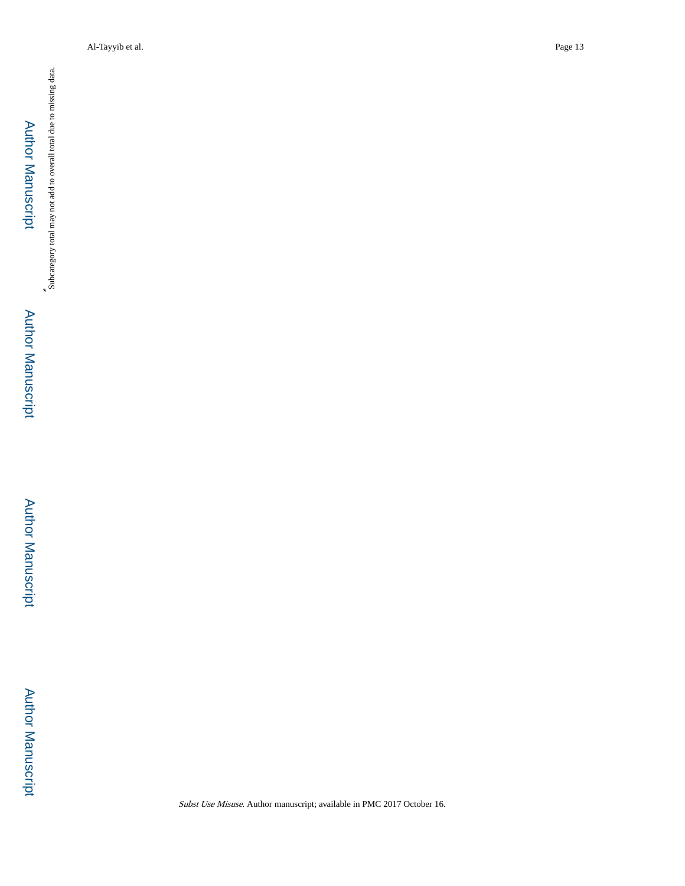*Subcategory total may not add to overall total due to missing data.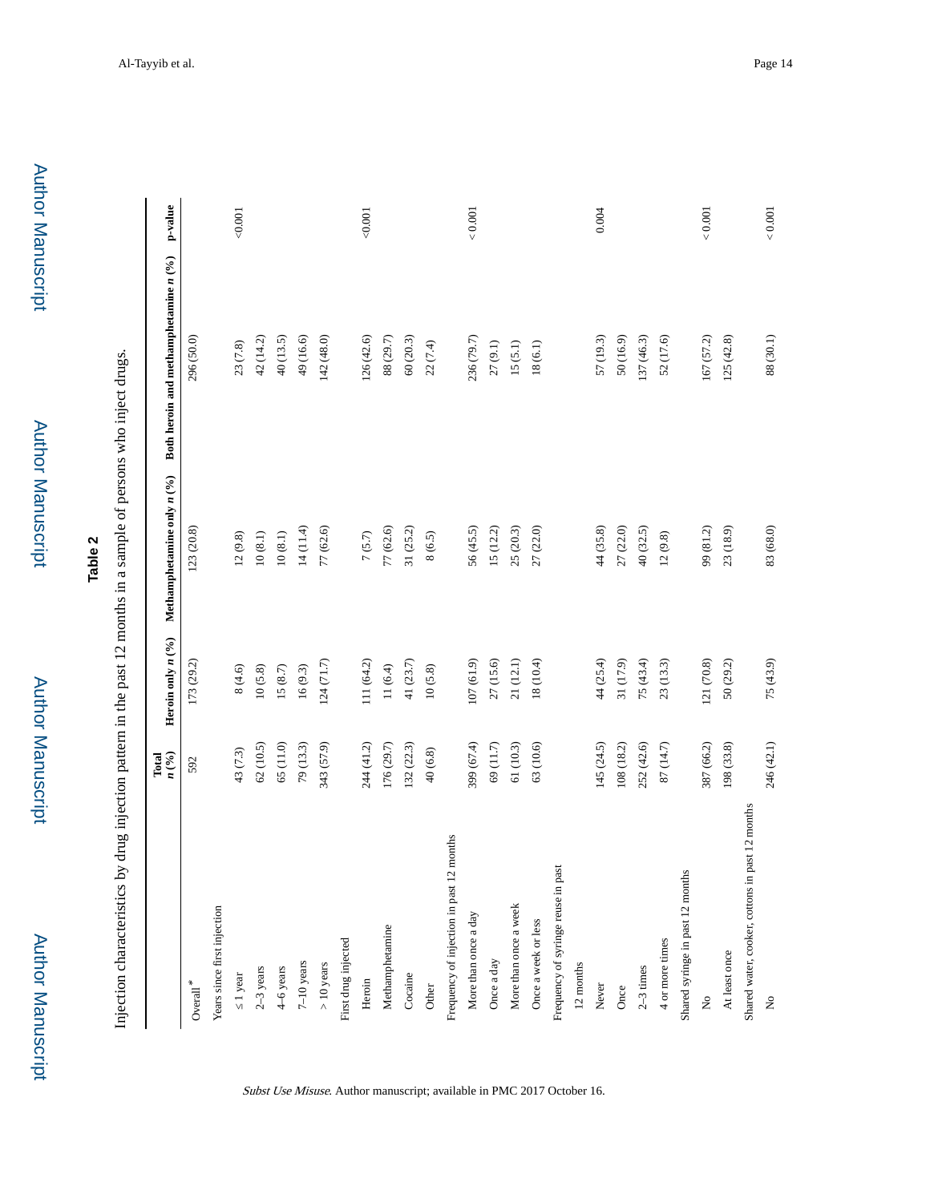**Table 2**

Injection characteristics by drug injection pattern in the past 12 months in a sample of persons who inject drugs.

| | Total n (%) | Heroin only n (%) | Methamphetamine only n (%) | Both heroin and methamphetamine n (%) | p-value |
|---|---|---|---|---|---|
| Overall* | 592 | 173 (29.2) | 123 (20.8) | 296 (50.0) | |
| Years since first injection | | | | | <0.001 |
| ≤ 1 year | 43 (7.3) | 8 (4.6) | 12 (9.8) | 23 (7.8) | |
| 2–3 years | 62 (10.5) | 10 (5.8) | 10 (8.1) | 42 (14.2) | |
| 4–6 years | 65 (11.0) | 15 (8.7) | 10 (8.1) | 40 (13.5) | |
| 7–10 years | 79 (13.3) | 16 (9.3) | 14 (11.4) | 49 (16.6) | |
| > 10 years | 343 (57.9) | 124 (71.7) | 77 (62.6) | 142 (48.0) | |
| First drug injected | | | | | <0.001 |
| Heroin | 244 (41.2) | 111 (64.2) | 7 (5.7) | 126 (42.6) | |
| Methamphetamine | 176 (29.7) | 11 (6.4) | 77 (62.6) | 88 (29.7) | |
| Cocaine | 132 (22.3) | 41 (23.7) | 31 (25.2) | 60 (20.3) | |
| Other | 40 (6.8) | 10 (5.8) | 8 (6.5) | 22 (7.4) | |
| Frequency of injection in past 12 months | | | | | < 0.001 |
| More than once a day | 399 (67.4) | 107 (61.9) | 56 (45.5) | 236 (79.7) | |
| Once a day | 69 (11.7) | 27 (15.6) | 15 (12.2) | 27 (9.1) | |
| More than once a week | 61 (10.3) | 21 (12.1) | 25 (20.3) | 15 (5.1) | |
| Once a week or less | 63 (10.6) | 18 (10.4) | 27 (22.0) | 18 (6.1) | |
| Frequency of syringe reuse in past 12 months | | | | | 0.004 |
| Never | 145 (24.5) | 44 (25.4) | 44 (35.8) | 57 (19.3) | |
| Once | 108 (18.2) | 31 (17.9) | 27 (22.0) | 50 (16.9) | |
| 2–3 times | 252 (42.6) | 75 (43.4) | 40 (32.5) | 137 (46.3) | |
| 4 or more times | 87 (14.7) | 23 (13.3) | 12 (9.8) | 52 (17.6) | |
| Shared syringe in past 12 months | | | | | < 0.001 |
| No | 387 (66.2) | 121 (70.8) | 99 (81.2) | 167 (57.2) | |
| At least once | 198 (33.8) | 50 (29.2) | 23 (18.9) | 125 (42.8) | |
| Shared water, cooker, cottons in past 12 months | | | | | < 0.001 |
| No | 246 (42.1) | 75 (43.9) | 83 (68.0) | 88 (30.1) | |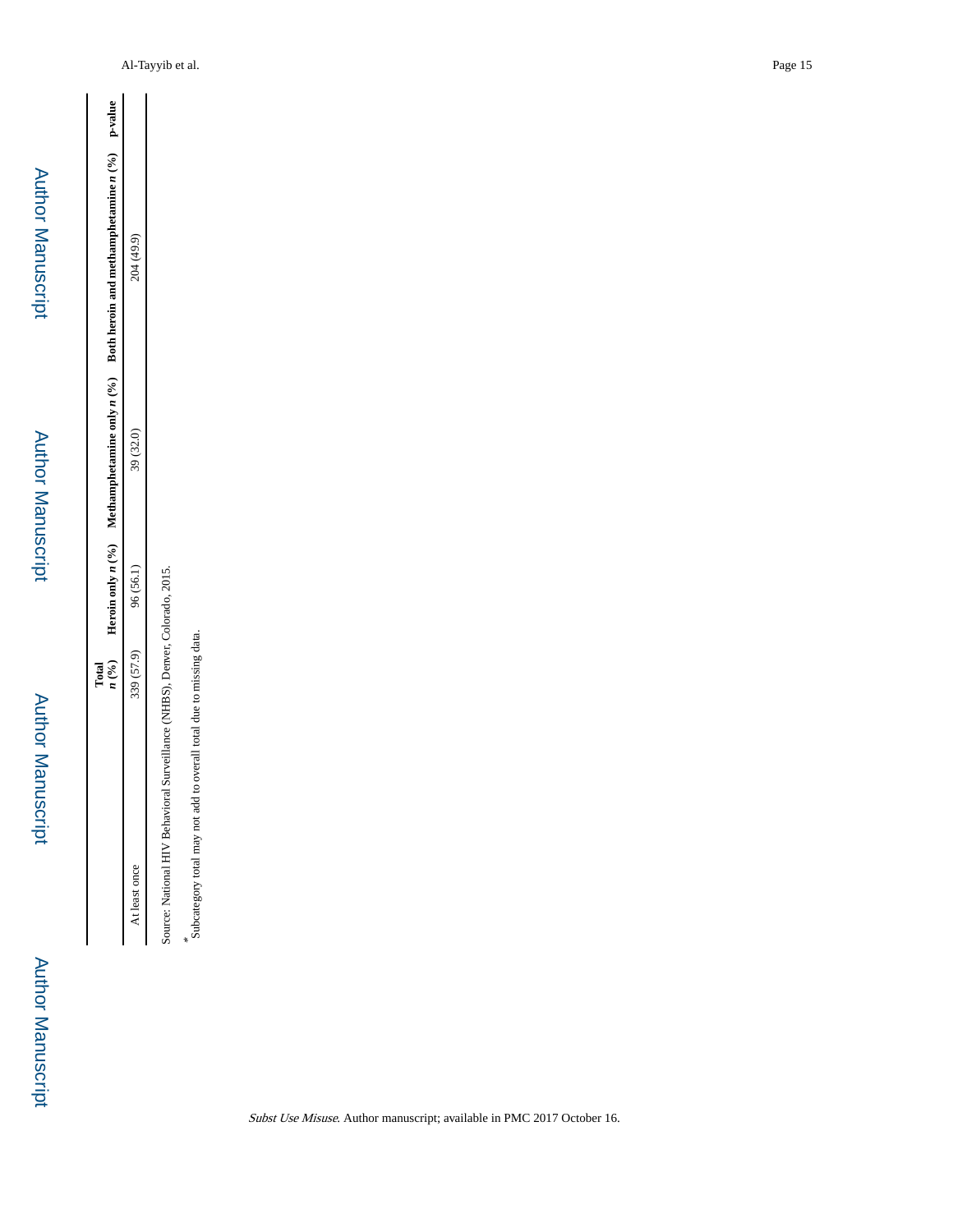|  | Total n (%) | Heroin only n (%) | Methamphetamine only n (%) | Both heroin and methamphetamine n (%) | p-value |
|---|---|---|---|---|---|
| At least once | 339 (57.9) | 96 (56.1) | 39 (32.0) | 204 (49.9) |  |

Source: National HIV Behavioral Surveillance (NHBS), Denver, Colorado, 2015.

* Subcategory total may not add to overall total due to missing data.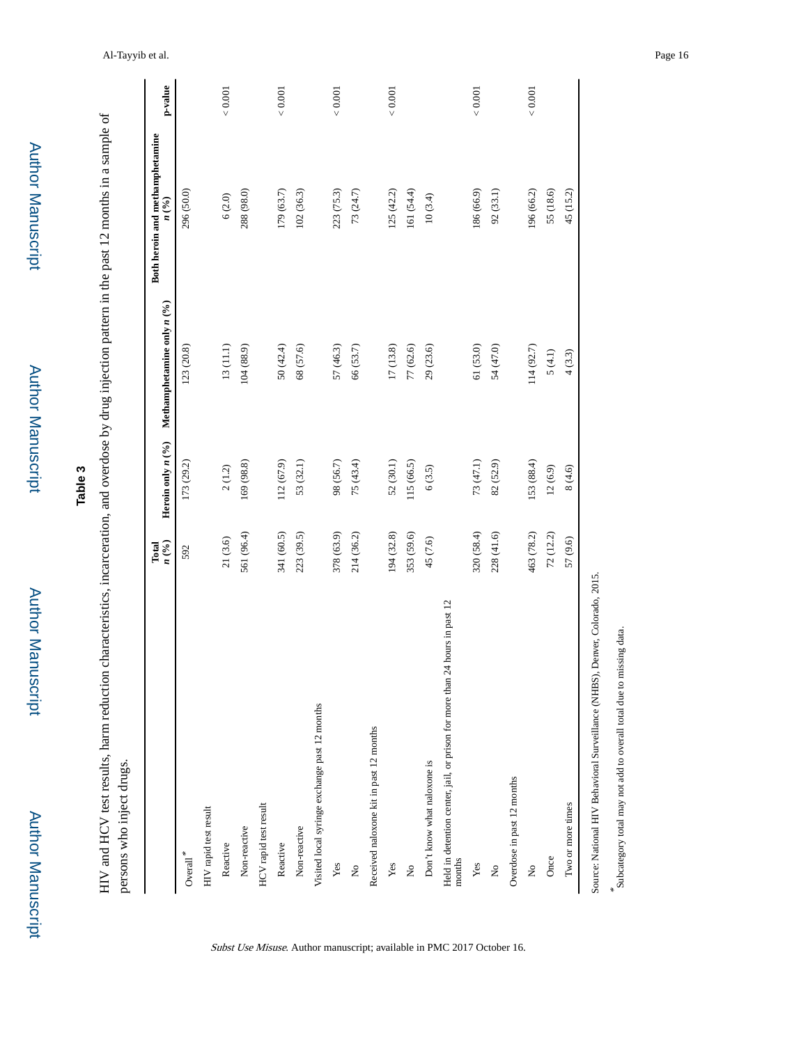## Table 3

HIV and HCV test results, harm reduction characteristics, incarceration, and overdose by drug injection pattern in the past 12 months in a sample of persons who inject drugs.

| | Total *n* (%) | Heroin only *n* (%) | Methamphetamine only *n* (%) | Both heroin and methamphetamine *n* (%) | p-value |
|---|---|---|---|---|---|
| Overall * | 592 | 173 (29.2) | 123 (20.8) | 296 (50.0) | |
| HIV rapid test result | | | | | |
| Reactive | 21 (3.6) | 2 (1.2) | 13 (11.1) | 6 (2.0) | < 0.001 |
| Non-reactive | 561 (96.4) | 169 (98.8) | 104 (88.9) | 288 (98.0) | |
| HCV rapid test result | | | | | |
| Reactive | 341 (60.5) | 112 (67.9) | 50 (42.4) | 179 (63.7) | < 0.001 |
| Non-reactive | 223 (39.5) | 53 (32.1) | 68 (57.6) | 102 (36.3) | |
| Visited local syringe exchange past 12 months | | | | | |
| Yes | 378 (63.9) | 98 (56.7) | 57 (46.3) | 223 (75.3) | < 0.001 |
| No | 214 (36.2) | 75 (43.4) | 66 (53.7) | 73 (24.7) | |
| Received naloxone kit in past 12 months | | | | | |
| Yes | 194 (32.8) | 52 (30.1) | 17 (13.8) | 125 (42.2) | < 0.001 |
| No | 353 (59.6) | 115 (66.5) | 77 (62.6) | 161 (54.4) | |
| Don't know what naloxone is | 45 (7.6) | 6 (3.5) | 29 (23.6) | 10 (3.4) | |
| Held in detention center, jail, or prison for more than 24 hours in past 12 months | | | | | |
| Yes | 320 (58.4) | 73 (47.1) | 61 (53.0) | 186 (66.9) | < 0.001 |
| No | 228 (41.6) | 82 (52.9) | 54 (47.0) | 92 (33.1) | |
| Overdose in past 12 months | | | | | |
| No | 463 (78.2) | 153 (88.4) | 114 (92.7) | 196 (66.2) | < 0.001 |
| Once | 72 (12.2) | 12 (6.9) | 5 (4.1) | 55 (18.6) | |
| Two or more times | 57 (9.6) | 8 (4.6) | 4 (3.3) | 45 (15.2) | |

Source: National HIV Behavioral Surveillance (NHBS), Denver, Colorado, 2015.

* Subcategory total may not add to overall total due to missing data.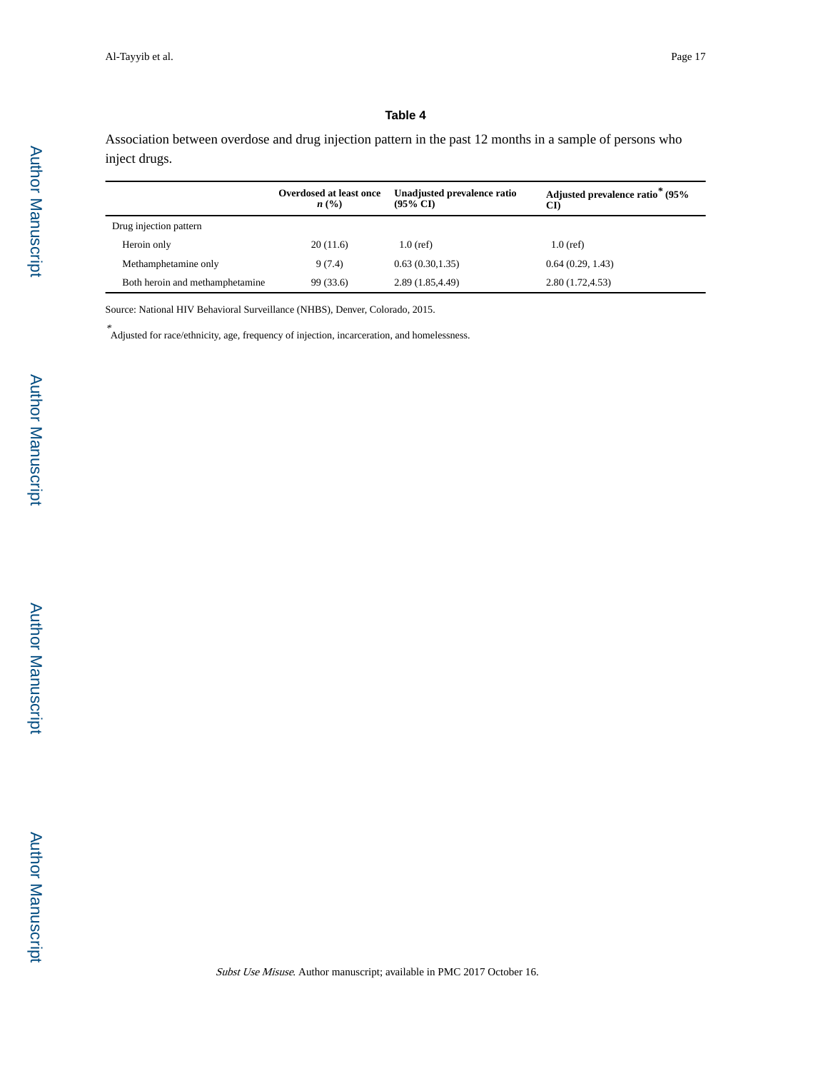### Table 4

Association between overdose and drug injection pattern in the past 12 months in a sample of persons who inject drugs.

| | Overdosed at least once *n* (%) | Unadjusted prevalence ratio (95% CI) | Adjusted prevalence ratio* (95% CI) |
|---|---|---|---|
| Drug injection pattern | | | |
| Heroin only | 20 (11.6) | 1.0 (ref) | 1.0 (ref) |
| Methamphetamine only | 9 (7.4) | 0.63 (0.30,1.35) | 0.64 (0.29, 1.43) |
| Both heroin and methamphetamine | 99 (33.6) | 2.89 (1.85,4.49) | 2.80 (1.72,4.53) |

Source: National HIV Behavioral Surveillance (NHBS), Denver, Colorado, 2015.

*Adjusted for race/ethnicity, age, frequency of injection, incarceration, and homelessness.